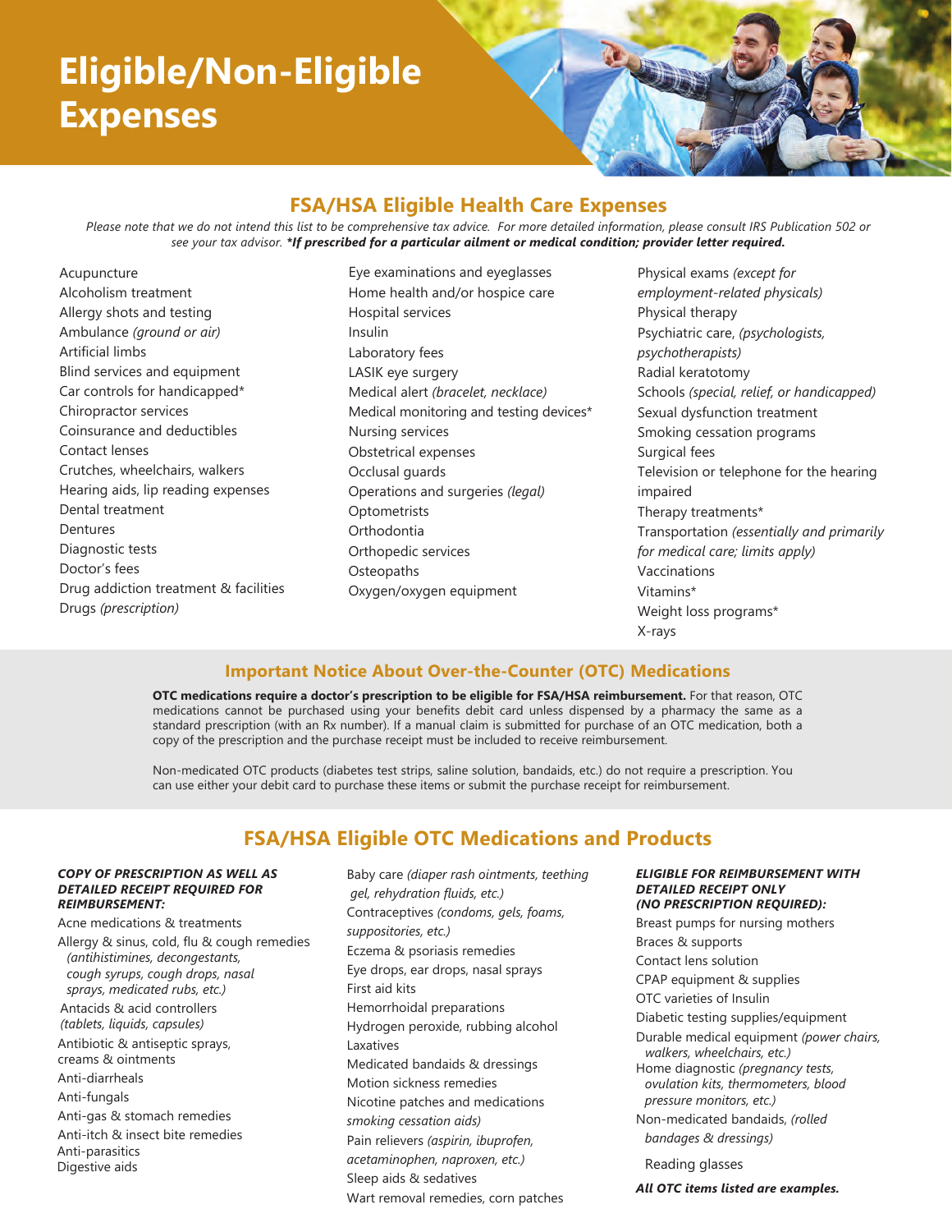# Eligible/Non-Eligible Expenses

## FSA/HSA Eligible Health Care Expenses

*Please note that we do not intend this list to be comprehensive tax advice. For more detailed information, please consult IRS Publication 502 or see your tax advisor.* ***\*If prescribed for a particular ailment or medical condition; provider letter required.***

- Acupuncture
- Alcoholism treatment
- Allergy shots and testing
- Ambulance *(ground or air)*
- Artificial limbs
- Blind services and equipment
- Car controls for handicapped*
- Chiropractor services
- Coinsurance and deductibles
- Contact lenses
- Crutches, wheelchairs, walkers
- Hearing aids, lip reading expenses
- Dental treatment
- Dentures
- Diagnostic tests
- Doctor's fees
- Drug addiction treatment & facilities
- Drugs *(prescription)*
- Eye examinations and eyeglasses
- Home health and/or hospice care
- Hospital services
- Insulin
- Laboratory fees
- LASIK eye surgery
- Medical alert *(bracelet, necklace)*
- Medical monitoring and testing devices*
- Nursing services
- Obstetrical expenses
- Occlusal guards
- Operations and surgeries *(legal)*
- Optometrists
- Orthodontia
- Orthopedic services
- Osteopaths
- Oxygen/oxygen equipment
- Physical exams *(except for employment-related physicals)*
- Physical therapy
- Psychiatric care, *(psychologists, psychotherapists)*
- Radial keratotomy
- Schools *(special, relief, or handicapped)*
- Sexual dysfunction treatment
- Smoking cessation programs
- Surgical fees
- Television or telephone for the hearing impaired
- Therapy treatments*
- Transportation *(essentially and primarily for medical care; limits apply)*
- Vaccinations
- Vitamins*
- Weight loss programs*
- X-rays

## Important Notice About Over-the-Counter (OTC) Medications

**OTC medications require a doctor's prescription to be eligible for FSA/HSA reimbursement.** For that reason, OTC medications cannot be purchased using your benefits debit card unless dispensed by a pharmacy the same as a standard prescription (with an Rx number). If a manual claim is submitted for purchase of an OTC medication, both a copy of the prescription and the purchase receipt must be included to receive reimbursement.

Non-medicated OTC products (diabetes test strips, saline solution, bandaids, etc.) do not require a prescription. You can use either your debit card to purchase these items or submit the purchase receipt for reimbursement.

## FSA/HSA Eligible OTC Medications and Products

***COPY OF PRESCRIPTION AS WELL AS DETAILED RECEIPT REQUIRED FOR REIMBURSEMENT:***

- Acne medications & treatments
- Allergy & sinus, cold, flu & cough remedies *(antihistimines, decongestants, cough syrups, cough drops, nasal sprays, medicated rubs, etc.)*
- Antacids & acid controllers *(tablets, liquids, capsules)*
- Antibiotic & antiseptic sprays, creams & ointments
- Anti-diarrheals
- Anti-fungals
- Anti-gas & stomach remedies
- Anti-itch & insect bite remedies
- Anti-parasitics
- Digestive aids
- Baby care *(diaper rash ointments, teething gel, rehydration fluids, etc.)*
- Contraceptives *(condoms, gels, foams, suppositories, etc.)*
- Eczema & psoriasis remedies
- Eye drops, ear drops, nasal sprays
- First aid kits
- Hemorrhoidal preparations
- Hydrogen peroxide, rubbing alcohol
- Laxatives
- Medicated bandaids & dressings
- Motion sickness remedies
- Nicotine patches and medications *smoking cessation aids)*
- Pain relievers *(aspirin, ibuprofen, acetaminophen, naproxen, etc.)*
- Sleep aids & sedatives
- Wart removal remedies, corn patches

***ELIGIBLE FOR REIMBURSEMENT WITH DETAILED RECEIPT ONLY (NO PRESCRIPTION REQUIRED):***

- Breast pumps for nursing mothers
- Braces & supports
- Contact lens solution
- CPAP equipment & supplies
- OTC varieties of Insulin
- Diabetic testing supplies/equipment
- Durable medical equipment *(power chairs, walkers, wheelchairs, etc.)*
- Home diagnostic *(pregnancy tests, ovulation kits, thermometers, blood pressure monitors, etc.)*
- Non-medicated bandaids, *(rolled bandages & dressings)*
- Reading glasses

***All OTC items listed are examples.***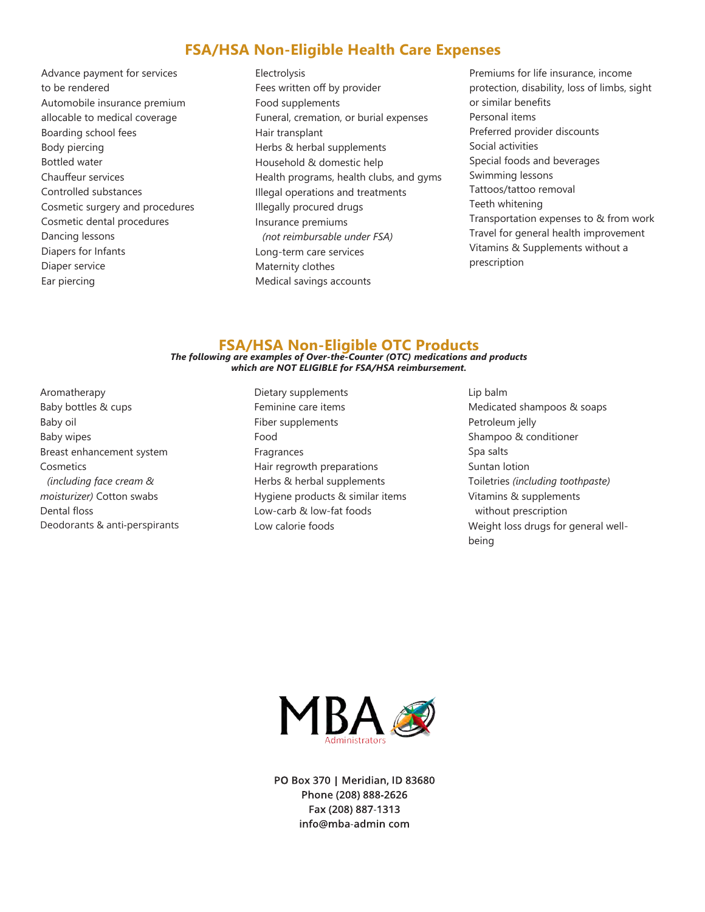## FSA/HSA Non-Eligible Health Care Expenses

- Advance payment for services to be rendered
- Automobile insurance premium allocable to medical coverage
- Boarding school fees
- Body piercing
- Bottled water
- Chauffeur services
- Controlled substances
- Cosmetic surgery and procedures
- Cosmetic dental procedures
- Dancing lessons
- Diapers for Infants
- Diaper service
- Ear piercing
- Electrolysis
- Fees written off by provider
- Food supplements
- Funeral, cremation, or burial expenses
- Hair transplant
- Herbs & herbal supplements
- Household & domestic help
- Health programs, health clubs, and gyms
- Illegal operations and treatments
- Illegally procured drugs
- Insurance premiums *(not reimbursable under FSA)*
- Long-term care services
- Maternity clothes
- Medical savings accounts
- Premiums for life insurance, income protection, disability, loss of limbs, sight or similar benefits
- Personal items
- Preferred provider discounts
- Social activities
- Special foods and beverages
- Swimming lessons
- Tattoos/tattoo removal
- Teeth whitening
- Transportation expenses to & from work
- Travel for general health improvement
- Vitamins & Supplements without a prescription

## FSA/HSA Non-Eligible OTC Products

***The following are examples of Over-the-Counter (OTC) medications and products which are NOT ELIGIBLE for FSA/HSA reimbursement.***

- Aromatherapy
- Baby bottles & cups
- Baby oil
- Baby wipes
- Breast enhancement system
- Cosmetics *(including face cream & moisturizer)*
- Cotton swabs
- Dental floss
- Deodorants & anti-perspirants
- Dietary supplements
- Feminine care items
- Fiber supplements
- Food
- Fragrances
- Hair regrowth preparations
- Herbs & herbal supplements
- Hygiene products & similar items
- Low-carb & low-fat foods
- Low calorie foods
- Lip balm
- Medicated shampoos & soaps
- Petroleum jelly
- Shampoo & conditioner
- Spa salts
- Suntan lotion
- Toiletries *(including toothpaste)*
- Vitamins & supplements without prescription
- Weight loss drugs for general well-being

MBA Administrators

**PO Box 370 | Meridian, ID 83680**
**Phone (208) 888-2626**
**Fax (208) 887-1313**
**info@mba-admin com**